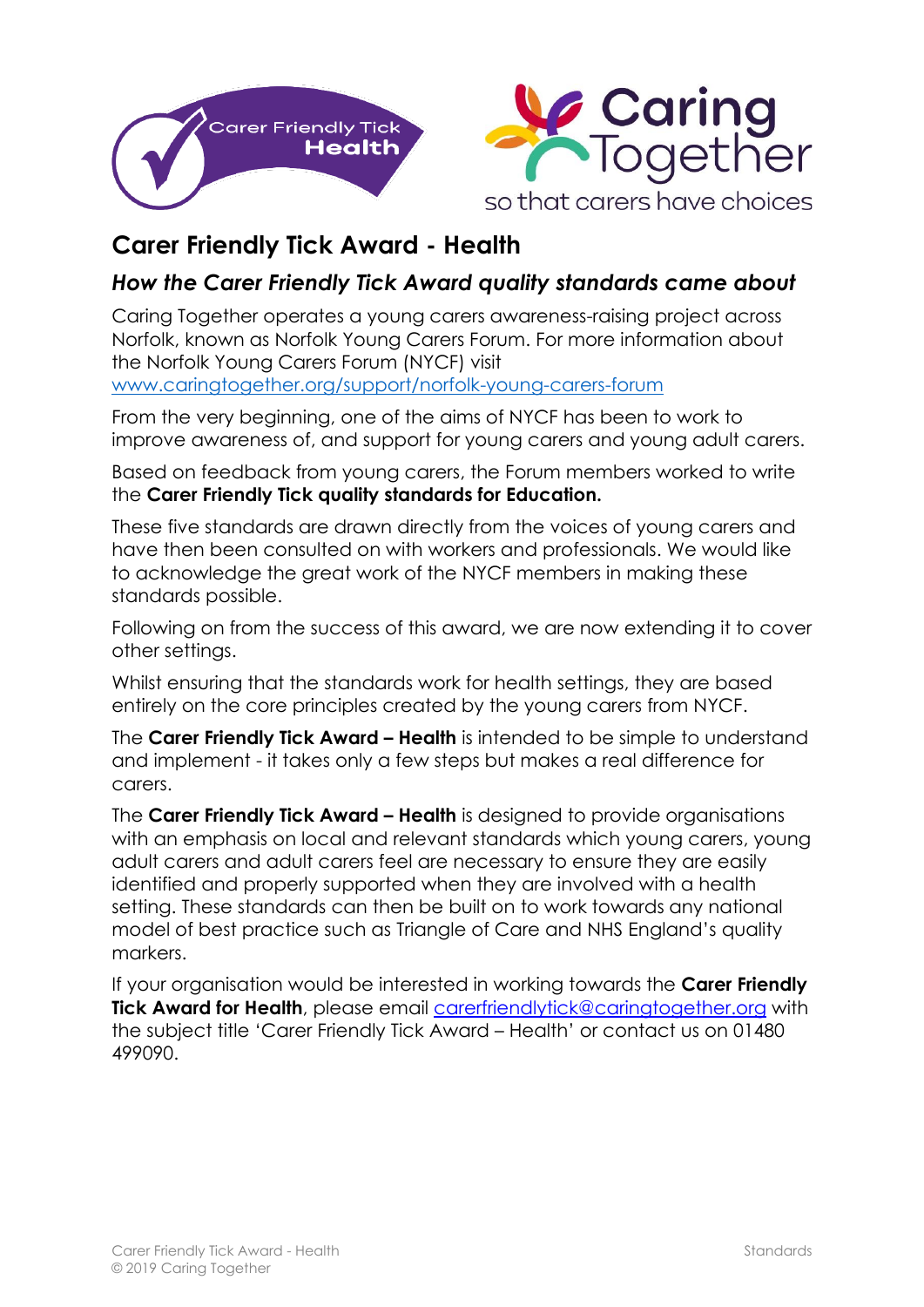# Carer Friendly Tick Award - Health

## *How the Carer Friendly Tick Award quality standards came about*

Caring Together operates a young carers awareness-raising project across Norfolk, known as Norfolk Young Carers Forum. For more information about the Norfolk Young Carers Forum (NYCF) visit www.caringtogether.org/support/norfolk-young-carers-forum

From the very beginning, one of the aims of NYCF has been to work to improve awareness of, and support for young carers and young adult carers.

Based on feedback from young carers, the Forum members worked to write the **Carer Friendly Tick quality standards for Education.**

These five standards are drawn directly from the voices of young carers and have then been consulted on with workers and professionals. We would like to acknowledge the great work of the NYCF members in making these standards possible.

Following on from the success of this award, we are now extending it to cover other settings.

Whilst ensuring that the standards work for health settings, they are based entirely on the core principles created by the young carers from NYCF.

The **Carer Friendly Tick Award – Health** is intended to be simple to understand and implement - it takes only a few steps but makes a real difference for carers.

The **Carer Friendly Tick Award – Health** is designed to provide organisations with an emphasis on local and relevant standards which young carers, young adult carers and adult carers feel are necessary to ensure they are easily identified and properly supported when they are involved with a health setting. These standards can then be built on to work towards any national model of best practice such as Triangle of Care and NHS England's quality markers.

If your organisation would be interested in working towards the **Carer Friendly Tick Award for Health**, please email carerfriendlytick@caringtogether.org with the subject title 'Carer Friendly Tick Award – Health' or contact us on 01480 499090.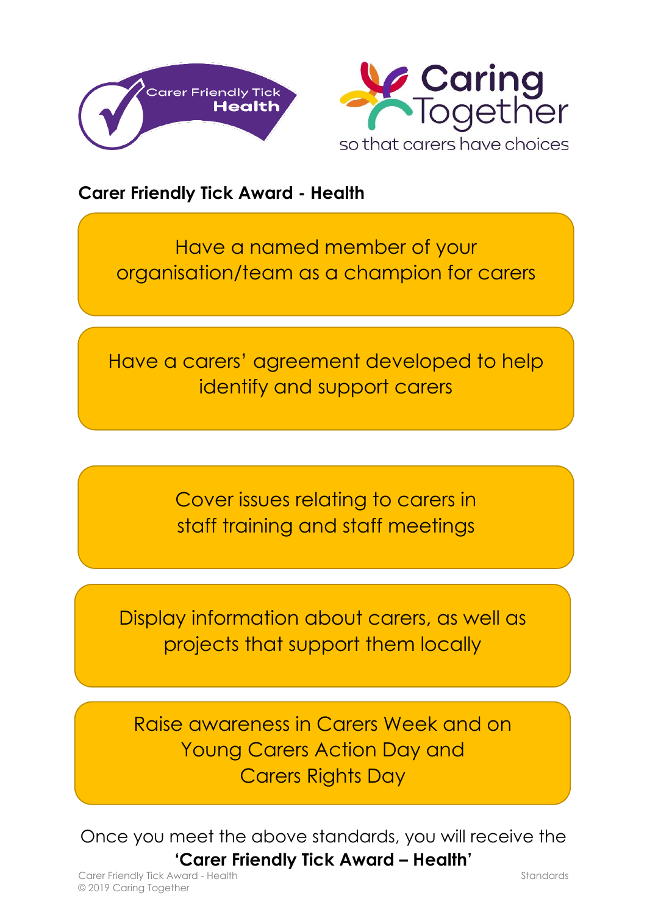Carer Friendly Tick Health

Caring Together

so that carers have choices

**Carer Friendly Tick Award - Health**

Have a named member of your organisation/team as a champion for carers

Have a carers' agreement developed to help identify and support carers

Cover issues relating to carers in staff training and staff meetings

Display information about carers, as well as projects that support them locally

Raise awareness in Carers Week and on Young Carers Action Day and Carers Rights Day

Once you meet the above standards, you will receive the **'Carer Friendly Tick Award – Health'**